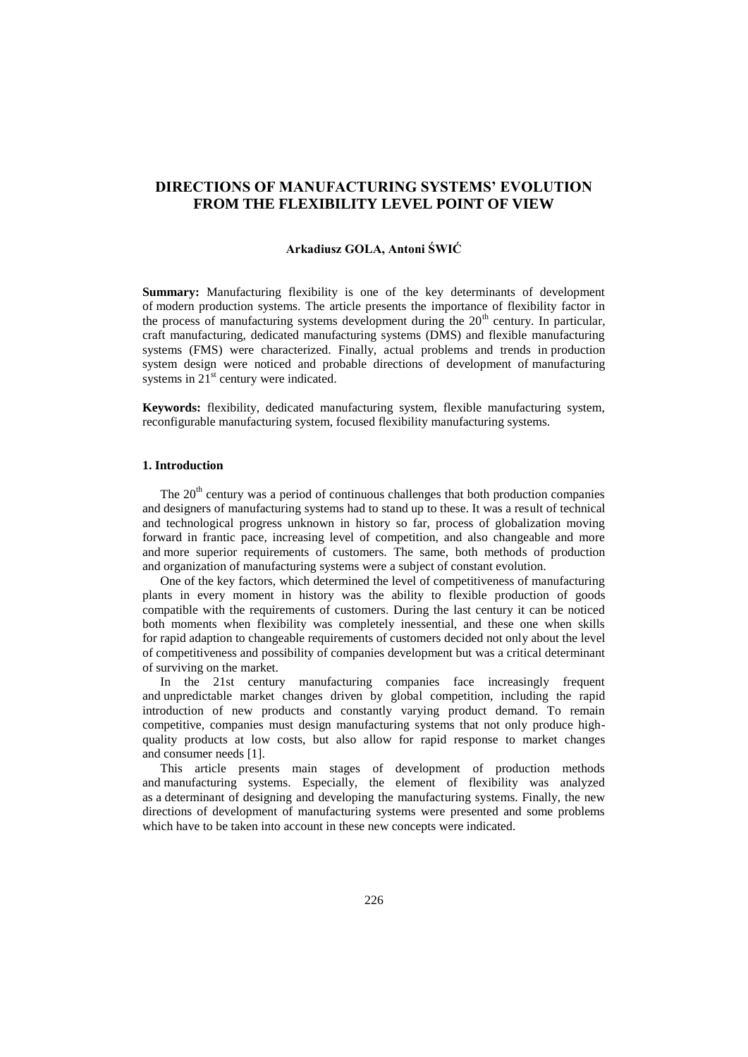# DIRECTIONS OF MANUFACTURING SYSTEMS' EVOLUTION FROM THE FLEXIBILITY LEVEL POINT OF VIEW

**Arkadiusz GOLA, Antoni ŚWIĆ**

**Summary:** Manufacturing flexibility is one of the key determinants of development of modern production systems. The article presents the importance of flexibility factor in the process of manufacturing systems development during the 20th century. In particular, craft manufacturing, dedicated manufacturing systems (DMS) and flexible manufacturing systems (FMS) were characterized. Finally, actual problems and trends in production system design were noticed and probable directions of development of manufacturing systems in 21st century were indicated.

**Keywords:** flexibility, dedicated manufacturing system, flexible manufacturing system, reconfigurable manufacturing system, focused flexibility manufacturing systems.

## 1. Introduction

The 20th century was a period of continuous challenges that both production companies and designers of manufacturing systems had to stand up to these. It was a result of technical and technological progress unknown in history so far, process of globalization moving forward in frantic pace, increasing level of competition, and also changeable and more and more superior requirements of customers. The same, both methods of production and organization of manufacturing systems were a subject of constant evolution.

One of the key factors, which determined the level of competitiveness of manufacturing plants in every moment in history was the ability to flexible production of goods compatible with the requirements of customers. During the last century it can be noticed both moments when flexibility was completely inessential, and these one when skills for rapid adaption to changeable requirements of customers decided not only about the level of competitiveness and possibility of companies development but was a critical determinant of surviving on the market.

In the 21st century manufacturing companies face increasingly frequent and unpredictable market changes driven by global competition, including the rapid introduction of new products and constantly varying product demand. To remain competitive, companies must design manufacturing systems that not only produce high-quality products at low costs, but also allow for rapid response to market changes and consumer needs [1].

This article presents main stages of development of production methods and manufacturing systems. Especially, the element of flexibility was analyzed as a determinant of designing and developing the manufacturing systems. Finally, the new directions of development of manufacturing systems were presented and some problems which have to be taken into account in these new concepts were indicated.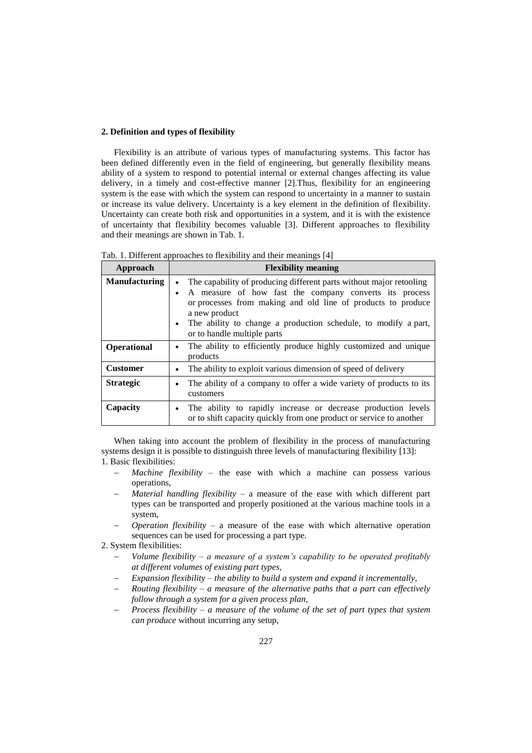## 2. Definition and types of flexibility

Flexibility is an attribute of various types of manufacturing systems. This factor has been defined differently even in the field of engineering, but generally flexibility means ability of a system to respond to potential internal or external changes affecting its value delivery, in a timely and cost-effective manner [2].Thus, flexibility for an engineering system is the ease with which the system can respond to uncertainty in a manner to sustain or increase its value delivery. Uncertainty is a key element in the definition of flexibility. Uncertainty can create both risk and opportunities in a system, and it is with the existence of uncertainty that flexibility becomes valuable [3]. Different approaches to flexibility and their meanings are shown in Tab. 1.

Tab. 1. Different approaches to flexibility and their meanings [4]

| Approach | Flexibility meaning |
|---|---|
| **Manufacturing** | • The capability of producing different parts without major retooling<br>• A measure of how fast the company converts its process or processes from making and old line of products to produce a new product<br>• The ability to change a production schedule, to modify a part, or to handle multiple parts |
| **Operational** | • The ability to efficiently produce highly customized and unique products |
| **Customer** | • The ability to exploit various dimension of speed of delivery |
| **Strategic** | • The ability of a company to offer a wide variety of products to its customers |
| **Capacity** | • The ability to rapidly increase or decrease production levels or to shift capacity quickly from one product or service to another |

When taking into account the problem of flexibility in the process of manufacturing systems design it is possible to distinguish three levels of manufacturing flexibility [13]:

1. Basic flexibilities:
   - *Machine flexibility* – the ease with which a machine can possess various operations,
   - *Material handling flexibility* – a measure of the ease with which different part types can be transported and properly positioned at the various machine tools in a system,
   - *Operation flexibility* – a measure of the ease with which alternative operation sequences can be used for processing a part type.
2. System flexibilities:
   - *Volume flexibility – a measure of a system's capability to be operated profitably at different volumes of existing part types,*
   - *Expansion flexibility – the ability to build a system and expand it incrementally,*
   - *Routing flexibility – a measure of the alternative paths that a part can effectively follow through a system for a given process plan,*
   - *Process flexibility – a measure of the volume of the set of part types that system can produce* without incurring any setup,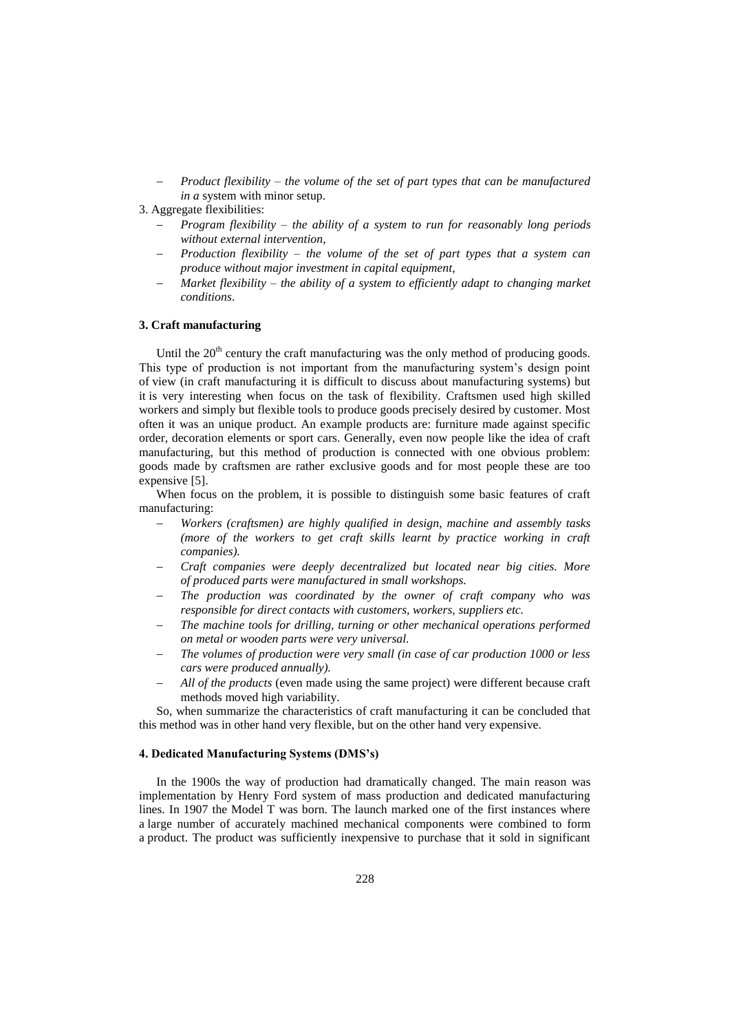- *Product flexibility – the volume of the set of part types that can be manufactured in a* system with minor setup.

3. Aggregate flexibilities:
   - *Program flexibility – the ability of a system to run for reasonably long periods without external intervention,*
   - *Production flexibility – the volume of the set of part types that a system can produce without major investment in capital equipment,*
   - *Market flexibility – the ability of a system to efficiently adapt to changing market conditions*.

### 3. Craft manufacturing

Until the 20th century the craft manufacturing was the only method of producing goods. This type of production is not important from the manufacturing system's design point of view (in craft manufacturing it is difficult to discuss about manufacturing systems) but it is very interesting when focus on the task of flexibility. Craftsmen used high skilled workers and simply but flexible tools to produce goods precisely desired by customer. Most often it was an unique product. An example products are: furniture made against specific order, decoration elements or sport cars. Generally, even now people like the idea of craft manufacturing, but this method of production is connected with one obvious problem: goods made by craftsmen are rather exclusive goods and for most people these are too expensive [5].

When focus on the problem, it is possible to distinguish some basic features of craft manufacturing:

- *Workers (craftsmen) are highly qualified in design, machine and assembly tasks (more of the workers to get craft skills learnt by practice working in craft companies).*
- *Craft companies were deeply decentralized but located near big cities. More of produced parts were manufactured in small workshops.*
- *The production was coordinated by the owner of craft company who was responsible for direct contacts with customers, workers, suppliers etc.*
- *The machine tools for drilling, turning or other mechanical operations performed on metal or wooden parts were very universal.*
- *The volumes of production were very small (in case of car production 1000 or less cars were produced annually).*
- *All of the products* (even made using the same project) were different because craft methods moved high variability.

So, when summarize the characteristics of craft manufacturing it can be concluded that this method was in other hand very flexible, but on the other hand very expensive.

### 4. Dedicated Manufacturing Systems (DMS's)

In the 1900s the way of production had dramatically changed. The main reason was implementation by Henry Ford system of mass production and dedicated manufacturing lines. In 1907 the Model T was born. The launch marked one of the first instances where a large number of accurately machined mechanical components were combined to form a product. The product was sufficiently inexpensive to purchase that it sold in significant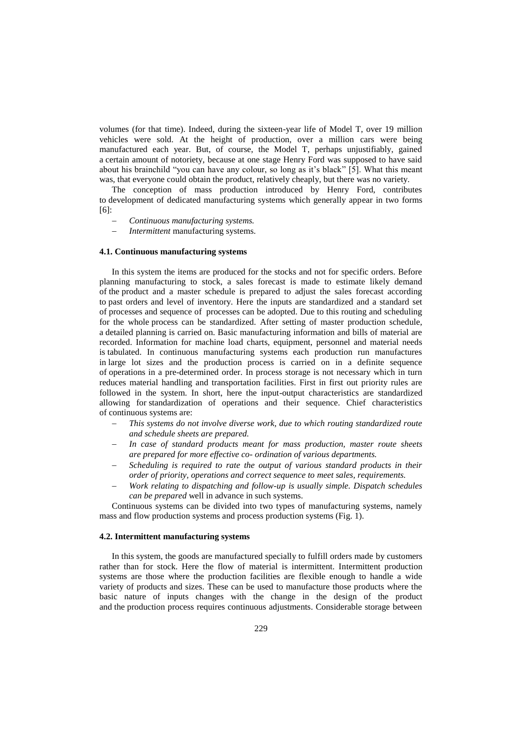volumes (for that time). Indeed, during the sixteen-year life of Model T, over 19 million vehicles were sold. At the height of production, over a million cars were being manufactured each year. But, of course, the Model T, perhaps unjustifiably, gained a certain amount of notoriety, because at one stage Henry Ford was supposed to have said about his brainchild "you can have any colour, so long as it's black" [5]. What this meant was, that everyone could obtain the product, relatively cheaply, but there was no variety.

The conception of mass production introduced by Henry Ford, contributes to development of dedicated manufacturing systems which generally appear in two forms [6]:

- *Continuous manufacturing systems.*
- *Intermittent* manufacturing systems.

### 4.1. Continuous manufacturing systems

In this system the items are produced for the stocks and not for specific orders. Before planning manufacturing to stock, a sales forecast is made to estimate likely demand of the product and a master schedule is prepared to adjust the sales forecast according to past orders and level of inventory. Here the inputs are standardized and a standard set of processes and sequence of processes can be adopted. Due to this routing and scheduling for the whole process can be standardized. After setting of master production schedule, a detailed planning is carried on. Basic manufacturing information and bills of material are recorded. Information for machine load charts, equipment, personnel and material needs is tabulated. In continuous manufacturing systems each production run manufactures in large lot sizes and the production process is carried on in a definite sequence of operations in a pre-determined order. In process storage is not necessary which in turn reduces material handling and transportation facilities. First in first out priority rules are followed in the system. In short, here the input-output characteristics are standardized allowing for standardization of operations and their sequence. Chief characteristics of continuous systems are:

- *This systems do not involve diverse work, due to which routing standardized route and schedule sheets are prepared.*
- *In case of standard products meant for mass production, master route sheets are prepared for more effective co- ordination of various departments.*
- *Scheduling is required to rate the output of various standard products in their order of priority, operations and correct sequence to meet sales, requirements.*
- *Work relating to dispatching and follow-up is usually simple. Dispatch schedules can be prepared* well in advance in such systems.

Continuous systems can be divided into two types of manufacturing systems, namely mass and flow production systems and process production systems (Fig. 1).

### 4.2. Intermittent manufacturing systems

In this system, the goods are manufactured specially to fulfill orders made by customers rather than for stock. Here the flow of material is intermittent. Intermittent production systems are those where the production facilities are flexible enough to handle a wide variety of products and sizes. These can be used to manufacture those products where the basic nature of inputs changes with the change in the design of the product and the production process requires continuous adjustments. Considerable storage between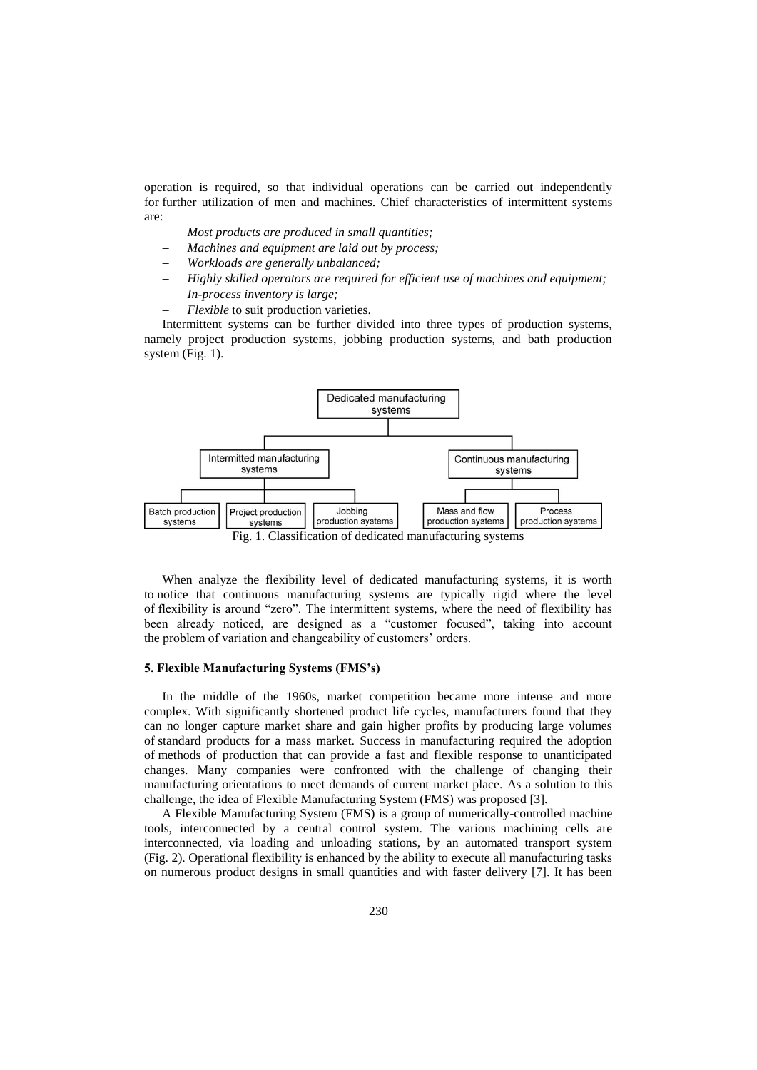operation is required, so that individual operations can be carried out independently for further utilization of men and machines. Chief characteristics of intermittent systems are:

- *Most products are produced in small quantities;*
- *Machines and equipment are laid out by process;*
- *Workloads are generally unbalanced;*
- *Highly skilled operators are required for efficient use of machines and equipment;*
- *In-process inventory is large;*
- *Flexible* to suit production varieties.

Intermittent systems can be further divided into three types of production systems, namely project production systems, jobbing production systems, and bath production system (Fig. 1).

Fig. 1. Classification of dedicated manufacturing systems

When analyze the flexibility level of dedicated manufacturing systems, it is worth to notice that continuous manufacturing systems are typically rigid where the level of flexibility is around "zero". The intermittent systems, where the need of flexibility has been already noticed, are designed as a "customer focused", taking into account the problem of variation and changeability of customers' orders.

### 5. Flexible Manufacturing Systems (FMS's)

In the middle of the 1960s, market competition became more intense and more complex. With significantly shortened product life cycles, manufacturers found that they can no longer capture market share and gain higher profits by producing large volumes of standard products for a mass market. Success in manufacturing required the adoption of methods of production that can provide a fast and flexible response to unanticipated changes. Many companies were confronted with the challenge of changing their manufacturing orientations to meet demands of current market place. As a solution to this challenge, the idea of Flexible Manufacturing System (FMS) was proposed [3].

A Flexible Manufacturing System (FMS) is a group of numerically-controlled machine tools, interconnected by a central control system. The various machining cells are interconnected, via loading and unloading stations, by an automated transport system (Fig. 2). Operational flexibility is enhanced by the ability to execute all manufacturing tasks on numerous product designs in small quantities and with faster delivery [7]. It has been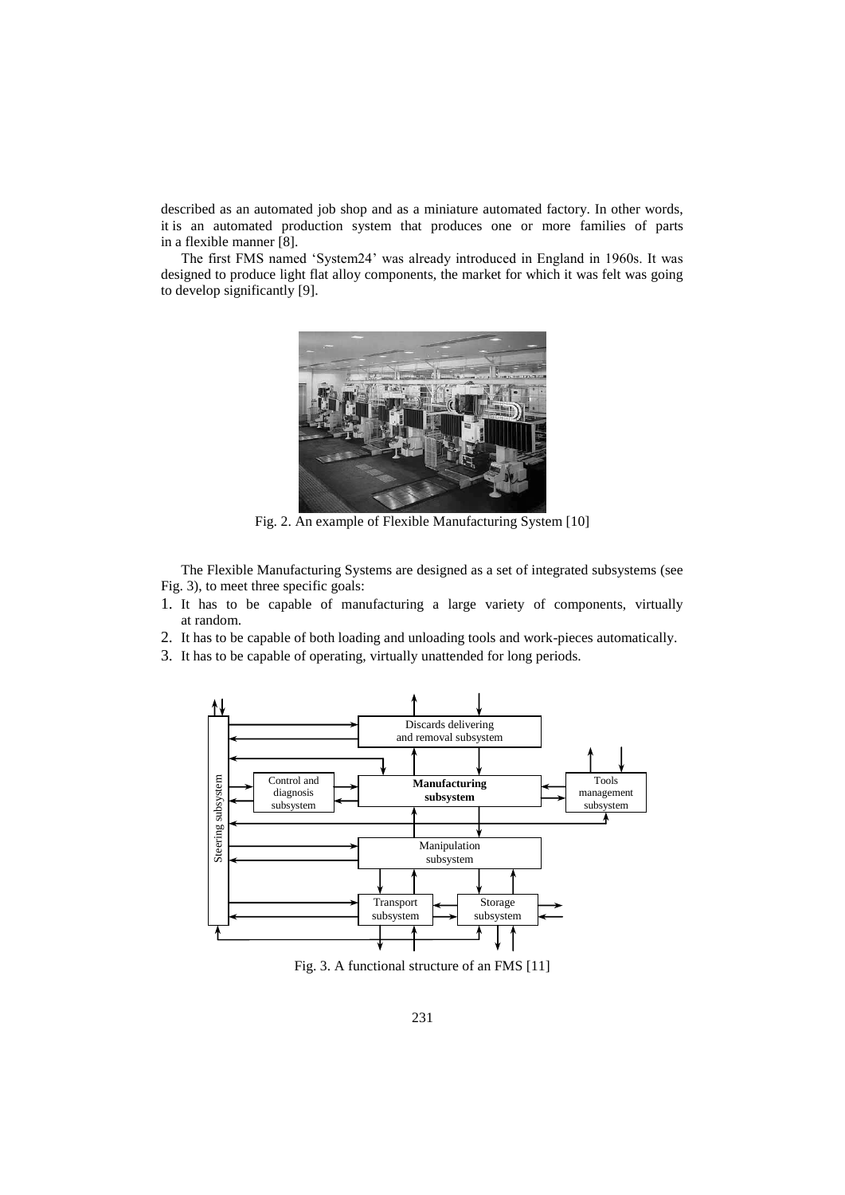described as an automated job shop and as a miniature automated factory. In other words, it is an automated production system that produces one or more families of parts in a flexible manner [8].

The first FMS named 'System24' was already introduced in England in 1960s. It was designed to produce light flat alloy components, the market for which it was felt was going to develop significantly [9].

Fig. 2. An example of Flexible Manufacturing System [10]

The Flexible Manufacturing Systems are designed as a set of integrated subsystems (see Fig. 3), to meet three specific goals:

1. It has to be capable of manufacturing a large variety of components, virtually at random.
2. It has to be capable of both loading and unloading tools and work-pieces automatically.
3. It has to be capable of operating, virtually unattended for long periods.

Fig. 3. A functional structure of an FMS [11]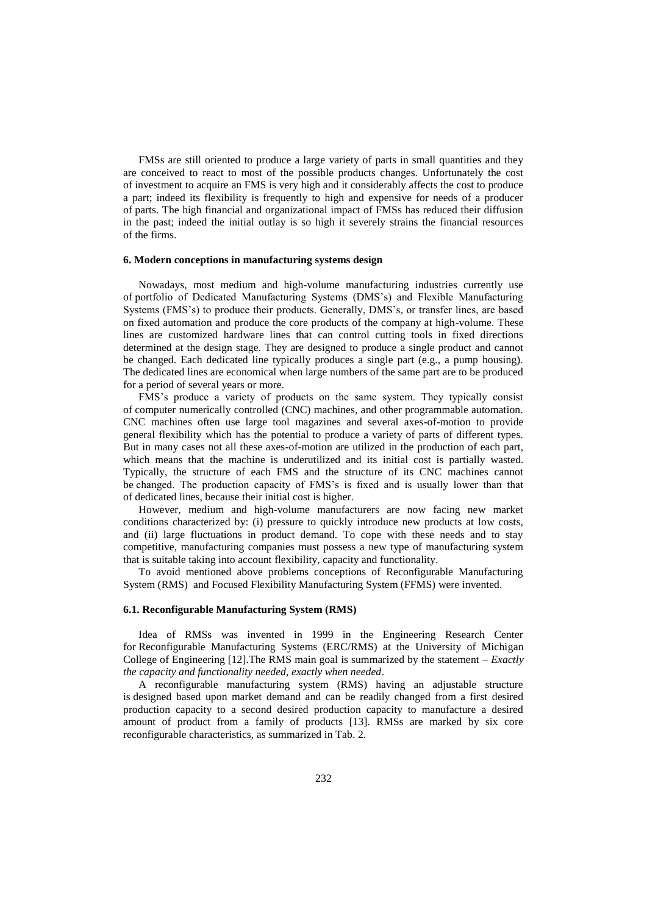FMSs are still oriented to produce a large variety of parts in small quantities and they are conceived to react to most of the possible products changes. Unfortunately the cost of investment to acquire an FMS is very high and it considerably affects the cost to produce a part; indeed its flexibility is frequently to high and expensive for needs of a producer of parts. The high financial and organizational impact of FMSs has reduced their diffusion in the past; indeed the initial outlay is so high it severely strains the financial resources of the firms.

### 6. Modern conceptions in manufacturing systems design

Nowadays, most medium and high-volume manufacturing industries currently use of portfolio of Dedicated Manufacturing Systems (DMS's) and Flexible Manufacturing Systems (FMS's) to produce their products. Generally, DMS's, or transfer lines, are based on fixed automation and produce the core products of the company at high-volume. These lines are customized hardware lines that can control cutting tools in fixed directions determined at the design stage. They are designed to produce a single product and cannot be changed. Each dedicated line typically produces a single part (e.g., a pump housing). The dedicated lines are economical when large numbers of the same part are to be produced for a period of several years or more.

FMS's produce a variety of products on the same system. They typically consist of computer numerically controlled (CNC) machines, and other programmable automation. CNC machines often use large tool magazines and several axes-of-motion to provide general flexibility which has the potential to produce a variety of parts of different types. But in many cases not all these axes-of-motion are utilized in the production of each part, which means that the machine is underutilized and its initial cost is partially wasted. Typically, the structure of each FMS and the structure of its CNC machines cannot be changed. The production capacity of FMS's is fixed and is usually lower than that of dedicated lines, because their initial cost is higher.

However, medium and high-volume manufacturers are now facing new market conditions characterized by: (i) pressure to quickly introduce new products at low costs, and (ii) large fluctuations in product demand. To cope with these needs and to stay competitive, manufacturing companies must possess a new type of manufacturing system that is suitable taking into account flexibility, capacity and functionality.

To avoid mentioned above problems conceptions of Reconfigurable Manufacturing System (RMS) and Focused Flexibility Manufacturing System (FFMS) were invented.

#### 6.1. Reconfigurable Manufacturing System (RMS)

Idea of RMSs was invented in 1999 in the Engineering Research Center for Reconfigurable Manufacturing Systems (ERC/RMS) at the University of Michigan College of Engineering [12].The RMS main goal is summarized by the statement – *Exactly the capacity and functionality needed, exactly when needed*.

A reconfigurable manufacturing system (RMS) having an adjustable structure is designed based upon market demand and can be readily changed from a first desired production capacity to a second desired production capacity to manufacture a desired amount of product from a family of products [13]. RMSs are marked by six core reconfigurable characteristics, as summarized in Tab. 2.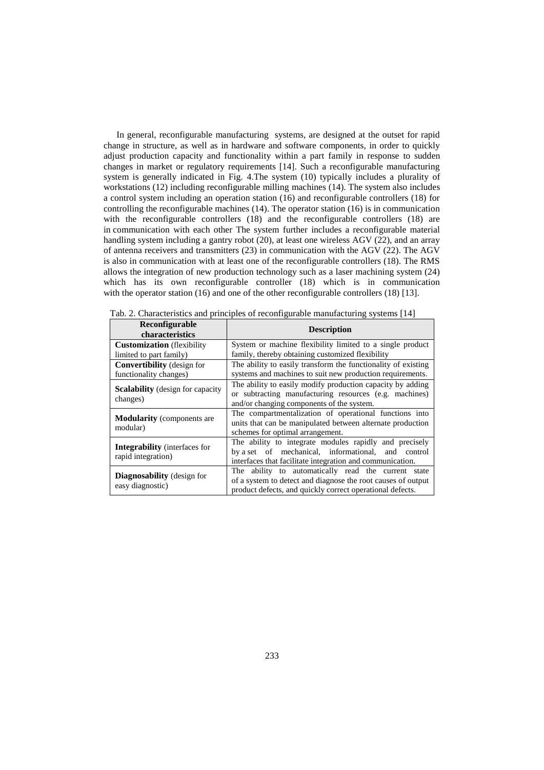In general, reconfigurable manufacturing systems, are designed at the outset for rapid change in structure, as well as in hardware and software components, in order to quickly adjust production capacity and functionality within a part family in response to sudden changes in market or regulatory requirements [14]. Such a reconfigurable manufacturing system is generally indicated in Fig. 4.The system (10) typically includes a plurality of workstations (12) including reconfigurable milling machines (14). The system also includes a control system including an operation station (16) and reconfigurable controllers (18) for controlling the reconfigurable machines (14). The operator station (16) is in communication with the reconfigurable controllers (18) and the reconfigurable controllers (18) are in communication with each other The system further includes a reconfigurable material handling system including a gantry robot (20), at least one wireless AGV (22), and an array of antenna receivers and transmitters (23) in communication with the AGV (22). The AGV is also in communication with at least one of the reconfigurable controllers (18). The RMS allows the integration of new production technology such as a laser machining system (24) which has its own reconfigurable controller (18) which is in communication with the operator station (16) and one of the other reconfigurable controllers (18) [13].

Tab. 2. Characteristics and principles of reconfigurable manufacturing systems [14]

| Reconfigurable characteristics | Description |
|---|---|
| **Customization** (flexibility limited to part family) | System or machine flexibility limited to a single product family, thereby obtaining customized flexibility |
| **Convertibility** (design for functionality changes) | The ability to easily transform the functionality of existing systems and machines to suit new production requirements. |
| **Scalability** (design for capacity changes) | The ability to easily modify production capacity by adding or subtracting manufacturing resources (e.g. machines) and/or changing components of the system. |
| **Modularity** (components are modular) | The compartmentalization of operational functions into units that can be manipulated between alternate production schemes for optimal arrangement. |
| **Integrability** (interfaces for rapid integration) | The ability to integrate modules rapidly and precisely by a set of mechanical, informational, and control interfaces that facilitate integration and communication. |
| **Diagnosability** (design for easy diagnostic) | The ability to automatically read the current state of a system to detect and diagnose the root causes of output product defects, and quickly correct operational defects. |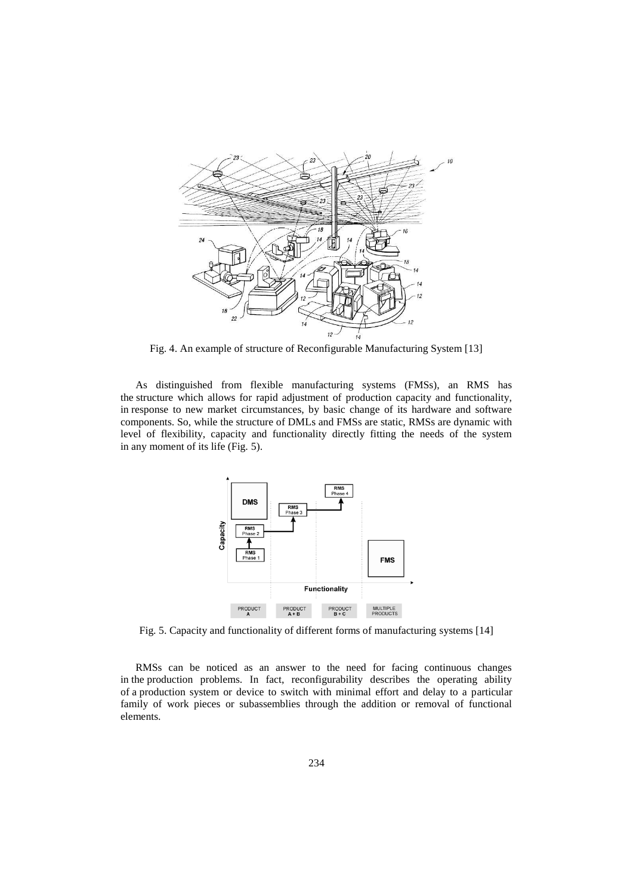Fig. 4. An example of structure of Reconfigurable Manufacturing System [13]

As distinguished from flexible manufacturing systems (FMSs), an RMS has the structure which allows for rapid adjustment of production capacity and functionality, in response to new market circumstances, by basic change of its hardware and software components. So, while the structure of DMLs and FMSs are static, RMSs are dynamic with level of flexibility, capacity and functionality directly fitting the needs of the system in any moment of its life (Fig. 5).

Fig. 5. Capacity and functionality of different forms of manufacturing systems [14]

RMSs can be noticed as an answer to the need for facing continuous changes in the production problems. In fact, reconfigurability describes the operating ability of a production system or device to switch with minimal effort and delay to a particular family of work pieces or subassemblies through the addition or removal of functional elements.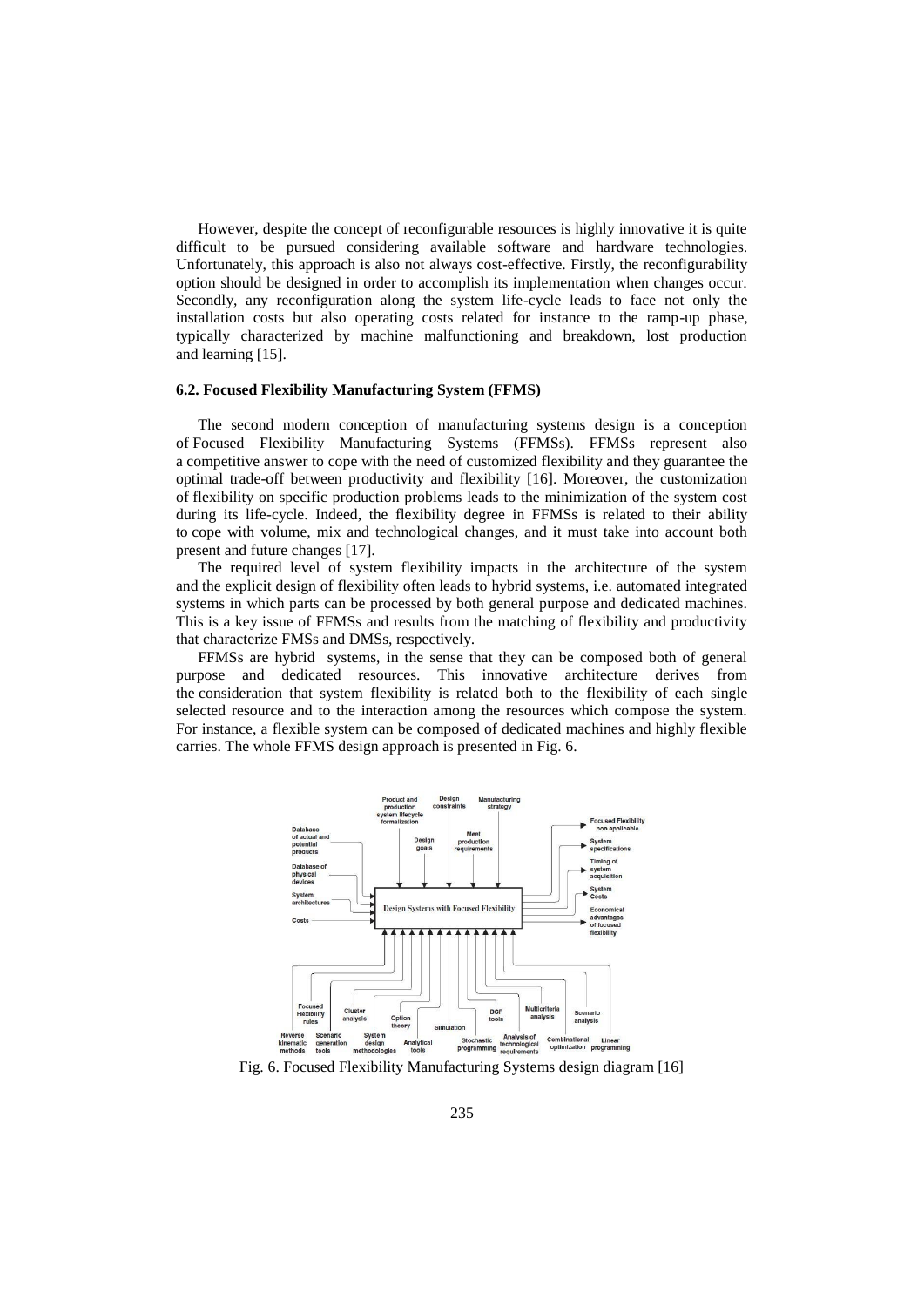However, despite the concept of reconfigurable resources is highly innovative it is quite difficult to be pursued considering available software and hardware technologies. Unfortunately, this approach is also not always cost-effective. Firstly, the reconfigurability option should be designed in order to accomplish its implementation when changes occur. Secondly, any reconfiguration along the system life-cycle leads to face not only the installation costs but also operating costs related for instance to the ramp-up phase, typically characterized by machine malfunctioning and breakdown, lost production and learning [15].

### 6.2. Focused Flexibility Manufacturing System (FFMS)

The second modern conception of manufacturing systems design is a conception of Focused Flexibility Manufacturing Systems (FFMSs). FFMSs represent also a competitive answer to cope with the need of customized flexibility and they guarantee the optimal trade-off between productivity and flexibility [16]. Moreover, the customization of flexibility on specific production problems leads to the minimization of the system cost during its life-cycle. Indeed, the flexibility degree in FFMSs is related to their ability to cope with volume, mix and technological changes, and it must take into account both present and future changes [17].

The required level of system flexibility impacts in the architecture of the system and the explicit design of flexibility often leads to hybrid systems, i.e. automated integrated systems in which parts can be processed by both general purpose and dedicated machines. This is a key issue of FFMSs and results from the matching of flexibility and productivity that characterize FMSs and DMSs, respectively.

FFMSs are hybrid systems, in the sense that they can be composed both of general purpose and dedicated resources. This innovative architecture derives from the consideration that system flexibility is related both to the flexibility of each single selected resource and to the interaction among the resources which compose the system. For instance, a flexible system can be composed of dedicated machines and highly flexible carries. The whole FFMS design approach is presented in Fig. 6.

Product and production system lifecycle formalization | Design constraints | Manufacturing strategy | Design goals | Meet production requirements

Database of actual and potential products | Database of physical devices | System architectures | Costs

Design Systems with Focused Flexibility

Focused Flexibility non applicable | System specifications | Timing of system acquisition | System Costs | Economical advantages of focused flexibility

Focused Flexibility rules | Cluster analysis | Option theory | Simulation | DCF tools | Multicriteria analysis | Scenario analysis

Reverse kinematic methods | Scenario generation tools | System design methodologies | Analytical tools | Stochastic programming | Analysis of technological requirements | Combinational optimization | Linear programming

Fig. 6. Focused Flexibility Manufacturing Systems design diagram [16]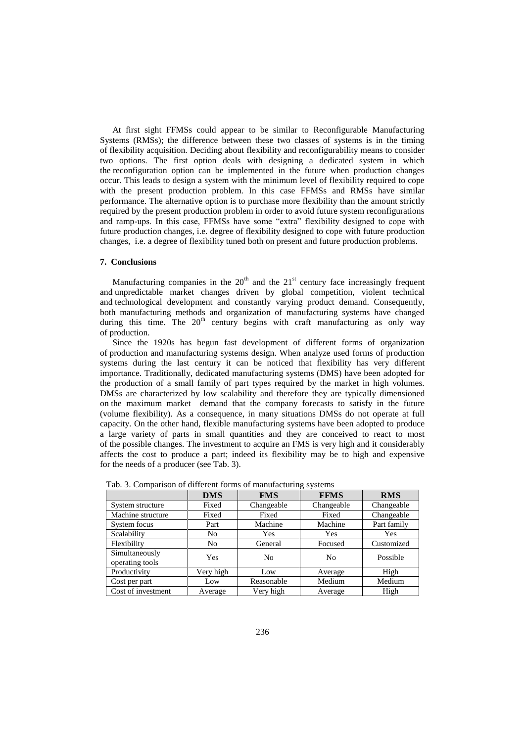At first sight FFMSs could appear to be similar to Reconfigurable Manufacturing Systems (RMSs); the difference between these two classes of systems is in the timing of flexibility acquisition. Deciding about flexibility and reconfigurability means to consider two options. The first option deals with designing a dedicated system in which the reconfiguration option can be implemented in the future when production changes occur. This leads to design a system with the minimum level of flexibility required to cope with the present production problem. In this case FFMSs and RMSs have similar performance. The alternative option is to purchase more flexibility than the amount strictly required by the present production problem in order to avoid future system reconfigurations and ramp-ups. In this case, FFMSs have some "extra" flexibility designed to cope with future production changes, i.e. degree of flexibility designed to cope with future production changes, i.e. a degree of flexibility tuned both on present and future production problems.

## 7. Conclusions

Manufacturing companies in the 20$^{th}$ and the 21$^{st}$ century face increasingly frequent and unpredictable market changes driven by global competition, violent technical and technological development and constantly varying product demand. Consequently, both manufacturing methods and organization of manufacturing systems have changed during this time. The 20$^{th}$ century begins with craft manufacturing as only way of production.

Since the 1920s has begun fast development of different forms of organization of production and manufacturing systems design. When analyze used forms of production systems during the last century it can be noticed that flexibility has very different importance. Traditionally, dedicated manufacturing systems (DMS) have been adopted for the production of a small family of part types required by the market in high volumes. DMSs are characterized by low scalability and therefore they are typically dimensioned on the maximum market demand that the company forecasts to satisfy in the future (volume flexibility). As a consequence, in many situations DMSs do not operate at full capacity. On the other hand, flexible manufacturing systems have been adopted to produce a large variety of parts in small quantities and they are conceived to react to most of the possible changes. The investment to acquire an FMS is very high and it considerably affects the cost to produce a part; indeed its flexibility may be to high and expensive for the needs of a producer (see Tab. 3).

Tab. 3. Comparison of different forms of manufacturing systems

| | **DMS** | **FMS** | **FFMS** | **RMS** |
|---|---|---|---|---|
| System structure | Fixed | Changeable | Changeable | Changeable |
| Machine structure | Fixed | Fixed | Fixed | Changeable |
| System focus | Part | Machine | Machine | Part family |
| Scalability | No | Yes | Yes | Yes |
| Flexibility | No | General | Focused | Customized |
| Simultaneously operating tools | Yes | No | No | Possible |
| Productivity | Very high | Low | Average | High |
| Cost per part | Low | Reasonable | Medium | Medium |
| Cost of investment | Average | Very high | Average | High |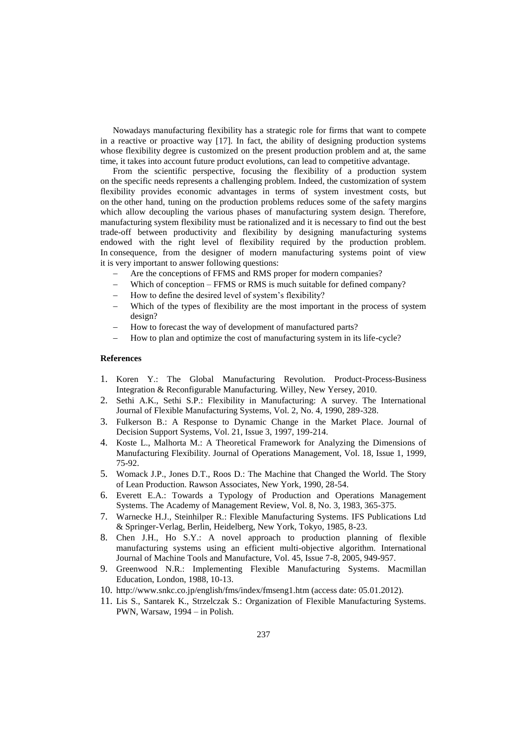Nowadays manufacturing flexibility has a strategic role for firms that want to compete in a reactive or proactive way [17]. In fact, the ability of designing production systems whose flexibility degree is customized on the present production problem and at, the same time, it takes into account future product evolutions, can lead to competitive advantage.

From the scientific perspective, focusing the flexibility of a production system on the specific needs represents a challenging problem. Indeed, the customization of system flexibility provides economic advantages in terms of system investment costs, but on the other hand, tuning on the production problems reduces some of the safety margins which allow decoupling the various phases of manufacturing system design. Therefore, manufacturing system flexibility must be rationalized and it is necessary to find out the best trade-off between productivity and flexibility by designing manufacturing systems endowed with the right level of flexibility required by the production problem. In consequence, from the designer of modern manufacturing systems point of view it is very important to answer following questions:

- Are the conceptions of FFMS and RMS proper for modern companies?
- Which of conception – FFMS or RMS is much suitable for defined company?
- How to define the desired level of system's flexibility?
- Which of the types of flexibility are the most important in the process of system design?
- How to forecast the way of development of manufactured parts?
- How to plan and optimize the cost of manufacturing system in its life-cycle?

**References**

1. Koren Y.: The Global Manufacturing Revolution. Product-Process-Business Integration & Reconfigurable Manufacturing. Willey, New Yersey, 2010.
2. Sethi A.K., Sethi S.P.: Flexibility in Manufacturing: A survey. The International Journal of Flexible Manufacturing Systems, Vol. 2, No. 4, 1990, 289-328.
3. Fulkerson B.: A Response to Dynamic Change in the Market Place. Journal of Decision Support Systems, Vol. 21, Issue 3, 1997, 199-214.
4. Koste L., Malhorta M.: A Theoretical Framework for Analyzing the Dimensions of Manufacturing Flexibility. Journal of Operations Management, Vol. 18, Issue 1, 1999, 75-92.
5. Womack J.P., Jones D.T., Roos D.: The Machine that Changed the World. The Story of Lean Production. Rawson Associates, New York, 1990, 28-54.
6. Everett E.A.: Towards a Typology of Production and Operations Management Systems. The Academy of Management Review, Vol. 8, No. 3, 1983, 365-375.
7. Warnecke H.J., Steinhilper R.: Flexible Manufacturing Systems. IFS Publications Ltd & Springer-Verlag, Berlin, Heidelberg, New York, Tokyo, 1985, 8-23.
8. Chen J.H., Ho S.Y.: A novel approach to production planning of flexible manufacturing systems using an efficient multi-objective algorithm. International Journal of Machine Tools and Manufacture, Vol. 45, Issue 7-8, 2005, 949-957.
9. Greenwood N.R.: Implementing Flexible Manufacturing Systems. Macmillan Education, London, 1988, 10-13.
10. http://www.snkc.co.jp/english/fms/index/fmseng1.htm (access date: 05.01.2012).
11. Lis S., Santarek K., Strzelczak S.: Organization of Flexible Manufacturing Systems. PWN, Warsaw, 1994 – in Polish.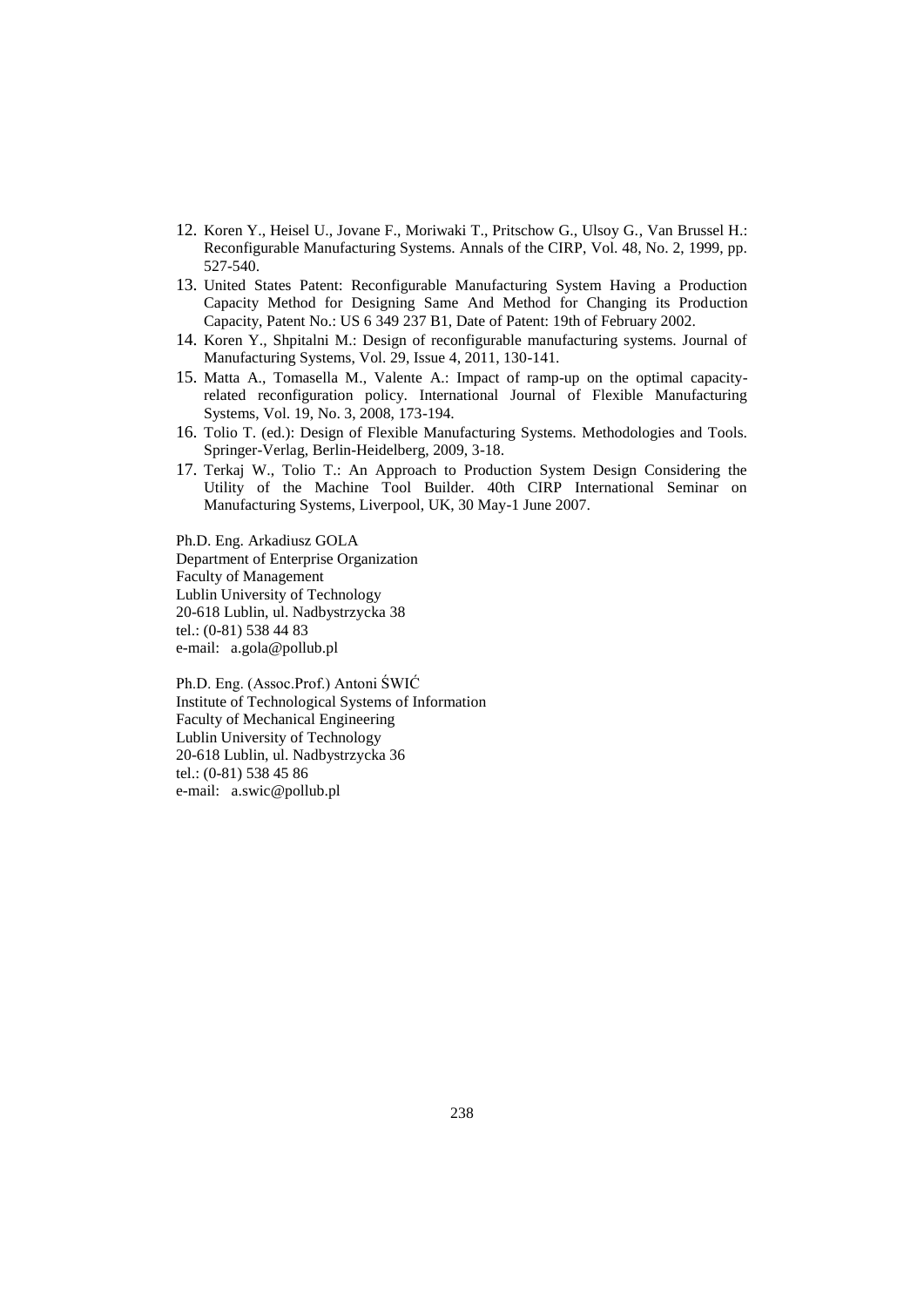12. Koren Y., Heisel U., Jovane F., Moriwaki T., Pritschow G., Ulsoy G., Van Brussel H.: Reconfigurable Manufacturing Systems. Annals of the CIRP, Vol. 48, No. 2, 1999, pp. 527-540.
13. United States Patent: Reconfigurable Manufacturing System Having a Production Capacity Method for Designing Same And Method for Changing its Production Capacity, Patent No.: US 6 349 237 B1, Date of Patent: 19th of February 2002.
14. Koren Y., Shpitalni M.: Design of reconfigurable manufacturing systems. Journal of Manufacturing Systems, Vol. 29, Issue 4, 2011, 130-141.
15. Matta A., Tomasella M., Valente A.: Impact of ramp-up on the optimal capacity-related reconfiguration policy. International Journal of Flexible Manufacturing Systems, Vol. 19, No. 3, 2008, 173-194.
16. Tolio T. (ed.): Design of Flexible Manufacturing Systems. Methodologies and Tools. Springer-Verlag, Berlin-Heidelberg, 2009, 3-18.
17. Terkaj W., Tolio T.: An Approach to Production System Design Considering the Utility of the Machine Tool Builder. 40th CIRP International Seminar on Manufacturing Systems, Liverpool, UK, 30 May-1 June 2007.

Ph.D. Eng. Arkadiusz GOLA
Department of Enterprise Organization
Faculty of Management
Lublin University of Technology
20-618 Lublin, ul. Nadbystrzycka 38
tel.: (0-81) 538 44 83
e-mail: a.gola@pollub.pl

Ph.D. Eng. (Assoc.Prof.) Antoni ŚWIĆ
Institute of Technological Systems of Information
Faculty of Mechanical Engineering
Lublin University of Technology
20-618 Lublin, ul. Nadbystrzycka 36
tel.: (0-81) 538 45 86
e-mail: a.swic@pollub.pl